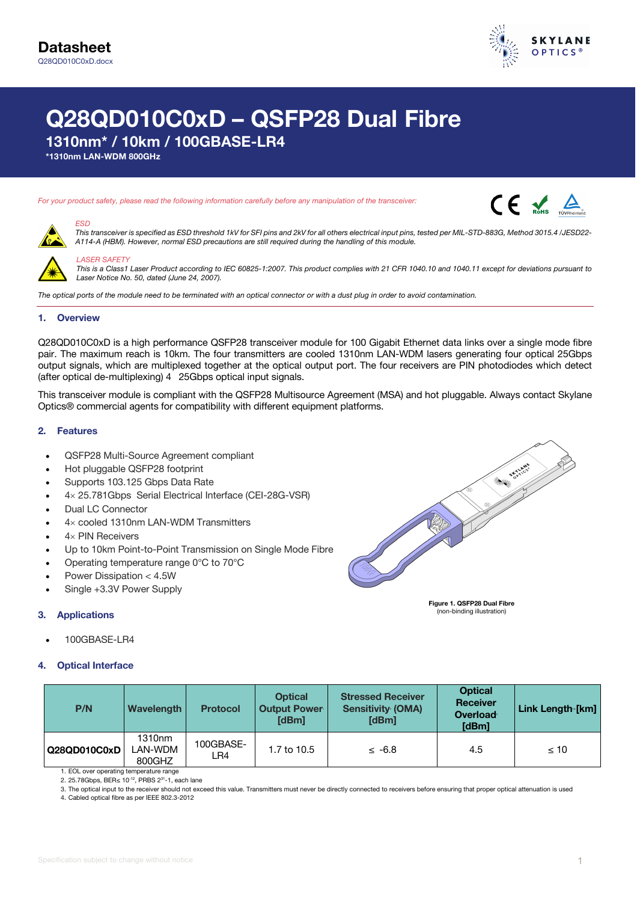**Datasheet**
Q28QD010C0xD.docx

# Q28QD010C0xD – QSFP28 Dual Fibre

## 1310nm* / 10km / 100GBASE-LR4

**\*1310nm LAN-WDM 800GHz**

*For your product safety, please read the following information carefully before any manipulation of the transceiver:*

*ESD*
*This transceiver is specified as ESD threshold 1kV for SFI pins and 2kV for all others electrical input pins, tested per MIL-STD-883G, Method 3015.4 /JESD22-A114-A (HBM). However, normal ESD precautions are still required during the handling of this module.*

*LASER SAFETY*
*This is a Class1 Laser Product according to IEC 60825-1:2007. This product complies with 21 CFR 1040.10 and 1040.11 except for deviations pursuant to Laser Notice No. 50, dated (June 24, 2007).*

*The optical ports of the module need to be terminated with an optical connector or with a dust plug in order to avoid contamination.*

### 1. Overview

Q28QD010C0xD is a high performance QSFP28 transceiver module for 100 Gigabit Ethernet data links over a single mode fibre pair. The maximum reach is 10km. The four transmitters are cooled 1310nm LAN-WDM lasers generating four optical 25Gbps output signals, which are multiplexed together at the optical output port. The four receivers are PIN photodiodes which detect (after optical de-multiplexing) 4 25Gbps optical input signals.

This transceiver module is compliant with the QSFP28 Multisource Agreement (MSA) and hot pluggable. Always contact Skylane Optics® commercial agents for compatibility with different equipment platforms.

### 2. Features

- QSFP28 Multi-Source Agreement compliant
- Hot pluggable QSFP28 footprint
- Supports 103.125 Gbps Data Rate
- 4× 25.781Gbps Serial Electrical Interface (CEI-28G-VSR)
- Dual LC Connector
- 4× cooled 1310nm LAN-WDM Transmitters
- 4× PIN Receivers
- Up to 10km Point-to-Point Transmission on Single Mode Fibre
- Operating temperature range 0°C to 70°C
- Power Dissipation < 4.5W
- Single +3.3V Power Supply

**Figure 1. QSFP28 Dual Fibre**
(non-binding illustration)

### 3. Applications

- 100GBASE-LR4

### 4. Optical Interface

| P/N | Wavelength | Protocol | Optical Output Power[1] [dBm] | Stressed Receiver Sensitivity[2] (OMA) [dBm] | Optical Receiver Overload[3] [dBm] | Link Length[4] [km] |
|---|---|---|---|---|---|---|
| **Q28QD010C0xD** | 1310nm LAN-WDM 800GHZ | 100GBASE-LR4 | 1.7 to 10.5 | ≤ -6.8 | 4.5 | ≤ 10 |

1. EOL over operating temperature range
2. 25.78Gbps, BER≤ $10^{-12}$, PRBS $2^{31}$-1, each lane
3. The optical input to the receiver should not exceed this value. Transmitters must never be directly connected to receivers before ensuring that proper optical attenuation is used
4. Cabled optical fibre as per IEEE 802.3-2012

Specification subject to change without notice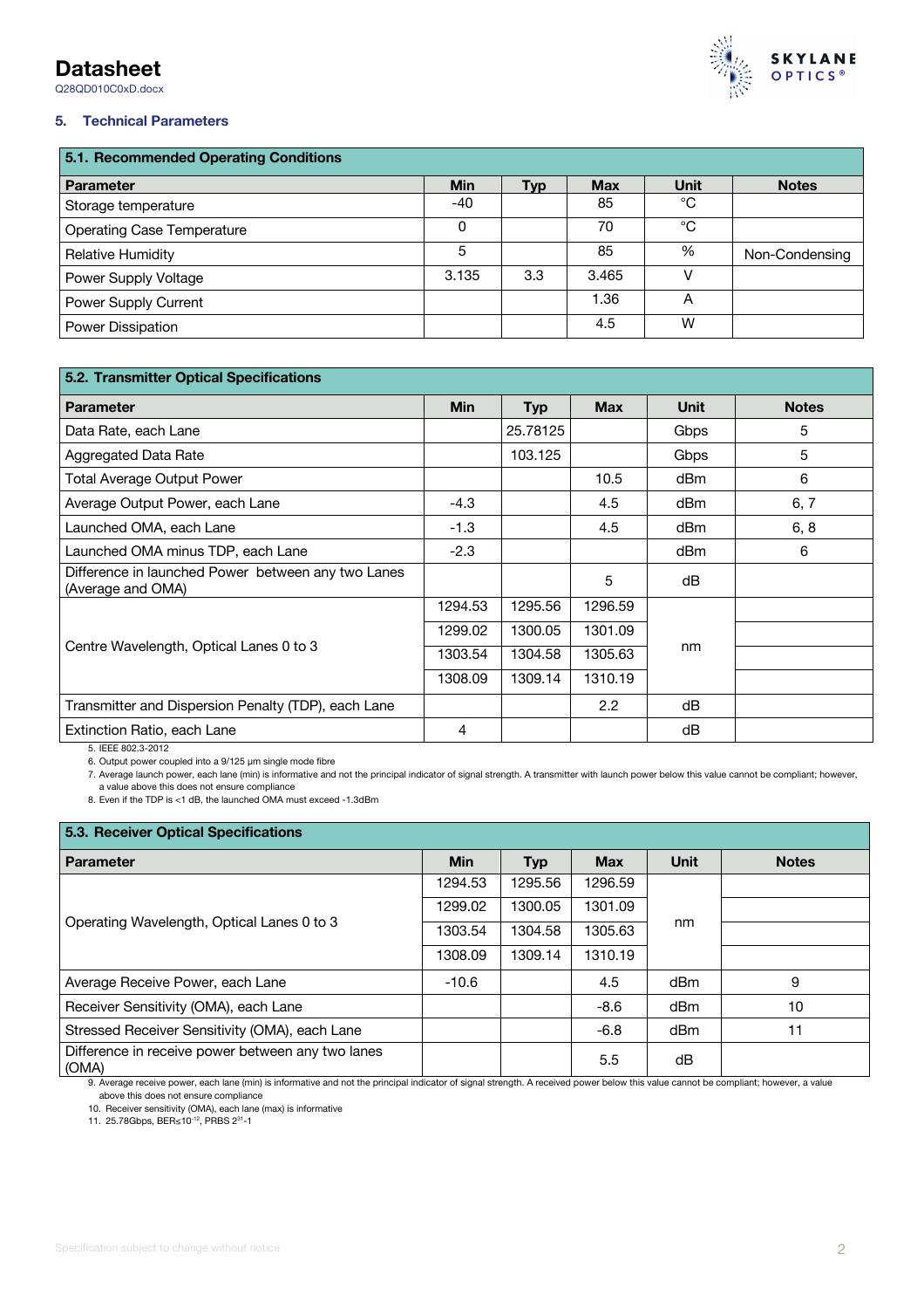## 5. Technical Parameters

| 5.1. Recommended Operating Conditions | | | | | |
|---|---|---|---|---|---|
| **Parameter** | **Min** | **Typ** | **Max** | **Unit** | **Notes** |
| Storage temperature | -40 | | 85 | °C | |
| Operating Case Temperature | 0 | | 70 | °C | |
| Relative Humidity | 5 | | 85 | % | Non-Condensing |
| Power Supply Voltage | 3.135 | 3.3 | 3.465 | V | |
| Power Supply Current | | | 1.36 | A | |
| Power Dissipation | | | 4.5 | W | |

| 5.2. Transmitter Optical Specifications | | | | | |
|---|---|---|---|---|---|
| **Parameter** | **Min** | **Typ** | **Max** | **Unit** | **Notes** |
| Data Rate, each Lane | | 25.78125 | | Gbps | 5 |
| Aggregated Data Rate | | 103.125 | | Gbps | 5 |
| Total Average Output Power | | | 10.5 | dBm | 6 |
| Average Output Power, each Lane | -4.3 | | 4.5 | dBm | 6, 7 |
| Launched OMA, each Lane | -1.3 | | 4.5 | dBm | 6, 8 |
| Launched OMA minus TDP, each Lane | -2.3 | | | dBm | 6 |
| Difference in launched Power between any two Lanes (Average and OMA) | | | 5 | dB | |
| Centre Wavelength, Optical Lanes 0 to 3 | 1294.53 | 1295.56 | 1296.59 | nm | |
| | 1299.02 | 1300.05 | 1301.09 | | |
| | 1303.54 | 1304.58 | 1305.63 | | |
| | 1308.09 | 1309.14 | 1310.19 | | |
| Transmitter and Dispersion Penalty (TDP), each Lane | | | 2.2 | dB | |
| Extinction Ratio, each Lane | 4 | | | dB | |

5. IEEE 802.3-2012
6. Output power coupled into a 9/125 µm single mode fibre
7. Average launch power, each lane (min) is informative and not the principal indicator of signal strength. A transmitter with launch power below this value cannot be compliant; however, a value above this does not ensure compliance
8. Even if the TDP is <1 dB, the launched OMA must exceed -1.3dBm

| 5.3. Receiver Optical Specifications | | | | | |
|---|---|---|---|---|---|
| **Parameter** | **Min** | **Typ** | **Max** | **Unit** | **Notes** |
| Operating Wavelength, Optical Lanes 0 to 3 | 1294.53 | 1295.56 | 1296.59 | nm | |
| | 1299.02 | 1300.05 | 1301.09 | | |
| | 1303.54 | 1304.58 | 1305.63 | | |
| | 1308.09 | 1309.14 | 1310.19 | | |
| Average Receive Power, each Lane | -10.6 | | 4.5 | dBm | 9 |
| Receiver Sensitivity (OMA), each Lane | | | -8.6 | dBm | 10 |
| Stressed Receiver Sensitivity (OMA), each Lane | | | -6.8 | dBm | 11 |
| Difference in receive power between any two lanes (OMA) | | | 5.5 | dB | |

9. Average receive power, each lane (min) is informative and not the principal indicator of signal strength. A received power below this value cannot be compliant; however, a value above this does not ensure compliance
10. Receiver sensitivity (OMA), each lane (max) is informative
11. 25.78Gbps, BER≤$10^{-12}$, PRBS $2^{31}$-1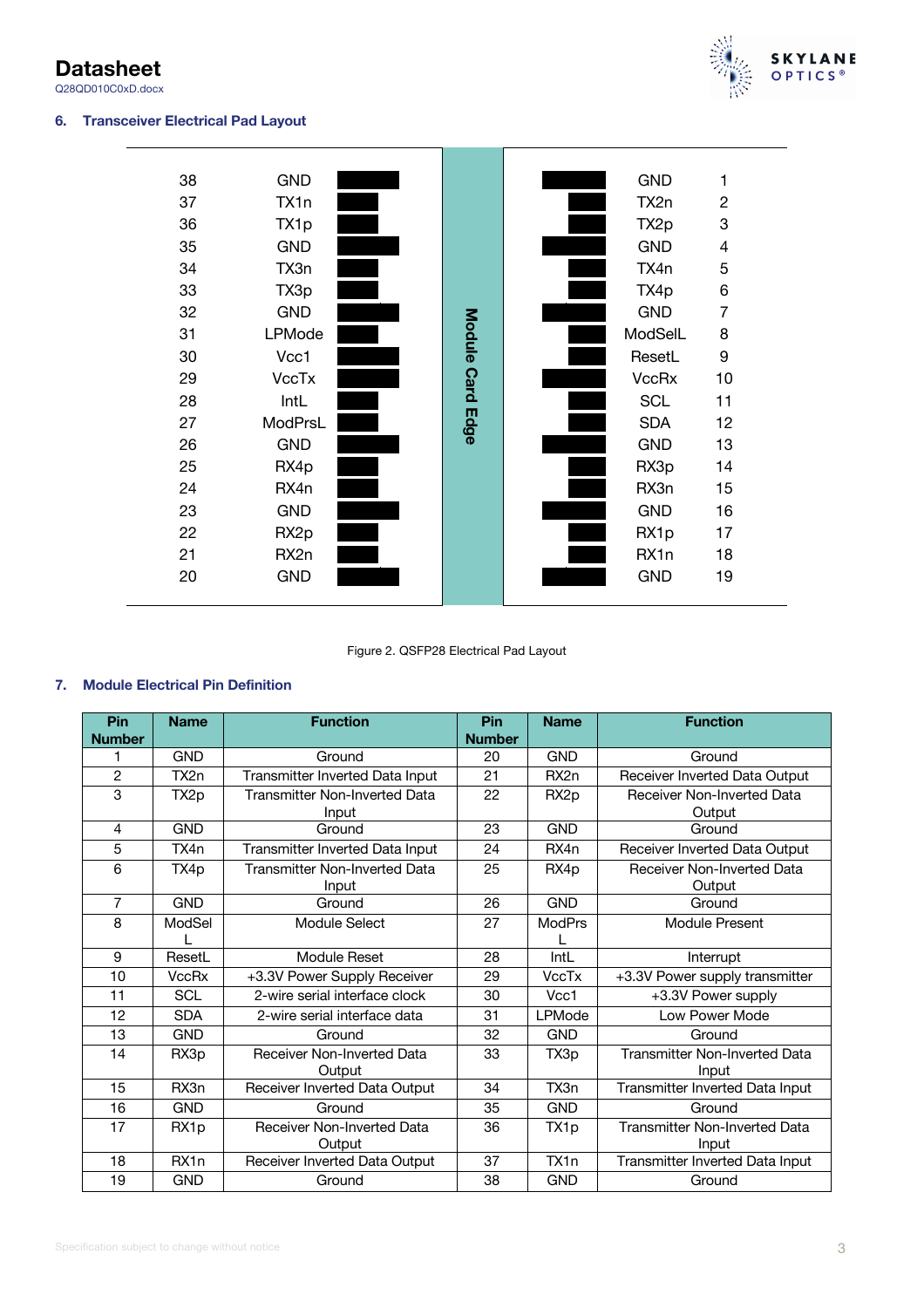## 6. Transceiver Electrical Pad Layout

| Pin | Name | | Name | Pin |
|---|---|---|---|---|
| 38 | GND | Module Card Edge | GND | 1 |
| 37 | TX1n | | TX2n | 2 |
| 36 | TX1p | | TX2p | 3 |
| 35 | GND | | GND | 4 |
| 34 | TX3n | | TX4n | 5 |
| 33 | TX3p | | TX4p | 6 |
| 32 | GND | | GND | 7 |
| 31 | LPMode | | ModSelL | 8 |
| 30 | Vcc1 | | ResetL | 9 |
| 29 | VccTx | | VccRx | 10 |
| 28 | IntL | | SCL | 11 |
| 27 | ModPrsL | | SDA | 12 |
| 26 | GND | | GND | 13 |
| 25 | RX4p | | RX3p | 14 |
| 24 | RX4n | | RX3n | 15 |
| 23 | GND | | GND | 16 |
| 22 | RX2p | | RX1p | 17 |
| 21 | RX2n | | RX1n | 18 |
| 20 | GND | | GND | 19 |

Figure 2. QSFP28 Electrical Pad Layout

## 7. Module Electrical Pin Definition

| Pin Number | Name | Function | Pin Number | Name | Function |
|---|---|---|---|---|---|
| 1 | GND | Ground | 20 | GND | Ground |
| 2 | TX2n | Transmitter Inverted Data Input | 21 | RX2n | Receiver Inverted Data Output |
| 3 | TX2p | Transmitter Non-Inverted Data Input | 22 | RX2p | Receiver Non-Inverted Data Output |
| 4 | GND | Ground | 23 | GND | Ground |
| 5 | TX4n | Transmitter Inverted Data Input | 24 | RX4n | Receiver Inverted Data Output |
| 6 | TX4p | Transmitter Non-Inverted Data Input | 25 | RX4p | Receiver Non-Inverted Data Output |
| 7 | GND | Ground | 26 | GND | Ground |
| 8 | ModSelL | Module Select | 27 | ModPrsL | Module Present |
| 9 | ResetL | Module Reset | 28 | IntL | Interrupt |
| 10 | VccRx | +3.3V Power Supply Receiver | 29 | VccTx | +3.3V Power supply transmitter |
| 11 | SCL | 2-wire serial interface clock | 30 | Vcc1 | +3.3V Power supply |
| 12 | SDA | 2-wire serial interface data | 31 | LPMode | Low Power Mode |
| 13 | GND | Ground | 32 | GND | Ground |
| 14 | RX3p | Receiver Non-Inverted Data Output | 33 | TX3p | Transmitter Non-Inverted Data Input |
| 15 | RX3n | Receiver Inverted Data Output | 34 | TX3n | Transmitter Inverted Data Input |
| 16 | GND | Ground | 35 | GND | Ground |
| 17 | RX1p | Receiver Non-Inverted Data Output | 36 | TX1p | Transmitter Non-Inverted Data Input |
| 18 | RX1n | Receiver Inverted Data Output | 37 | TX1n | Transmitter Inverted Data Input |
| 19 | GND | Ground | 38 | GND | Ground |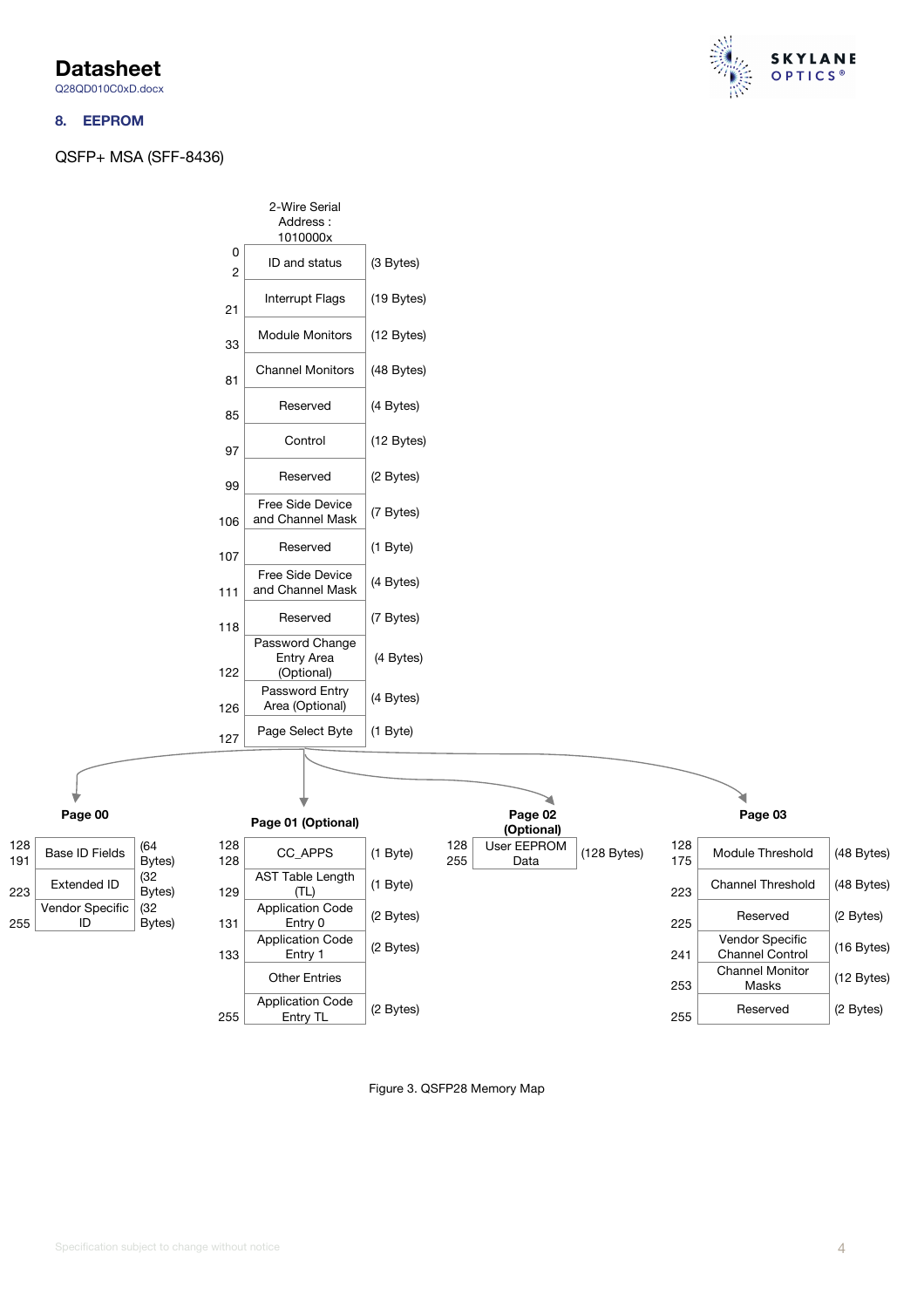## 8. EEPROM

QSFP+ MSA (SFF-8436)

2-Wire Serial Address : 1010000x

| Address | Field | Size |
|---|---|---|
| 0–2 | ID and status | (3 Bytes) |
| 21 | Interrupt Flags | (19 Bytes) |
| 33 | Module Monitors | (12 Bytes) |
| 81 | Channel Monitors | (48 Bytes) |
| 85 | Reserved | (4 Bytes) |
| 97 | Control | (12 Bytes) |
| 99 | Reserved | (2 Bytes) |
| 106 | Free Side Device and Channel Mask | (7 Bytes) |
| 107 | Reserved | (1 Byte) |
| 111 | Free Side Device and Channel Mask | (4 Bytes) |
| 118 | Reserved | (7 Bytes) |
| 122 | Password Change Entry Area (Optional) | (4 Bytes) |
| 126 | Password Entry Area (Optional) | (4 Bytes) |
| 127 | Page Select Byte | (1 Byte) |

**Page 00**

| Address | Field | Size |
|---|---|---|
| 128–191 | Base ID Fields | (64 Bytes) |
| 223 | Extended ID | (32 Bytes) |
| 255 | Vendor Specific ID | (32 Bytes) |

**Page 01 (Optional)**

| Address | Field | Size |
|---|---|---|
| 128–128 | CC_APPS | (1 Byte) |
| 129 | AST Table Length (TL) | (1 Byte) |
| 131 | Application Code Entry 0 | (2 Bytes) |
| 133 | Application Code Entry 1 | (2 Bytes) |
| | Other Entries | |
| 255 | Application Code Entry TL | (2 Bytes) |

**Page 02 (Optional)**

| Address | Field | Size |
|---|---|---|
| 128–255 | User EEPROM Data | (128 Bytes) |

**Page 03**

| Address | Field | Size |
|---|---|---|
| 128–175 | Module Threshold | (48 Bytes) |
| 223 | Channel Threshold | (48 Bytes) |
| 225 | Reserved | (2 Bytes) |
| 241 | Vendor Specific Channel Control | (16 Bytes) |
| 253 | Channel Monitor Masks | (12 Bytes) |
| 255 | Reserved | (2 Bytes) |

Figure 3. QSFP28 Memory Map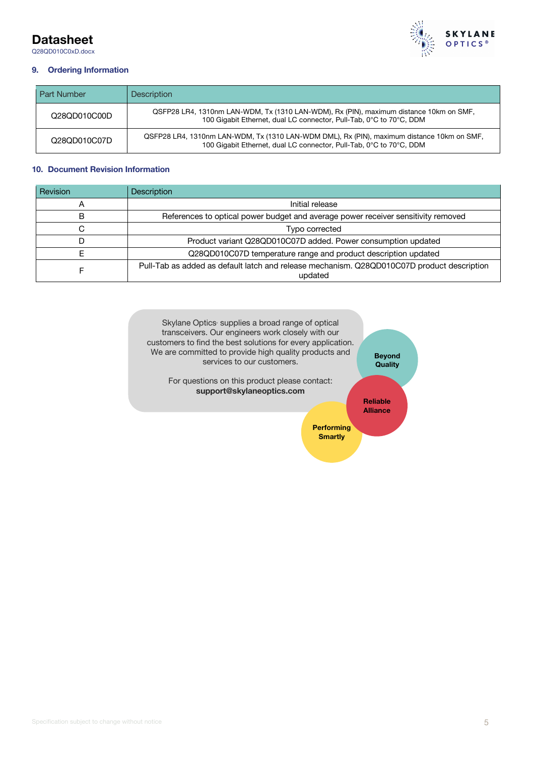## 9. Ordering Information

| Part Number | Description |
|---|---|
| Q28QD010C00D | QSFP28 LR4, 1310nm LAN-WDM, Tx (1310 LAN-WDM), Rx (PIN), maximum distance 10km on SMF, 100 Gigabit Ethernet, dual LC connector, Pull-Tab, 0°C to 70°C, DDM |
| Q28QD010C07D | QSFP28 LR4, 1310nm LAN-WDM, Tx (1310 LAN-WDM DML), Rx (PIN), maximum distance 10km on SMF, 100 Gigabit Ethernet, dual LC connector, Pull-Tab, 0°C to 70°C, DDM |

## 10. Document Revision Information

| Revision | Description |
|---|---|
| A | Initial release |
| B | References to optical power budget and average power receiver sensitivity removed |
| C | Typo corrected |
| D | Product variant Q28QD010C07D added. Power consumption updated |
| E | Q28QD010C07D temperature range and product description updated |
| F | Pull-Tab as added as default latch and release mechanism. Q28QD010C07D product description updated |

Skylane Optics supplies a broad range of optical transceivers. Our engineers work closely with our customers to find the best solutions for every application. We are committed to provide high quality products and services to our customers.

For questions on this product please contact:
**support@skylaneoptics.com**

**Beyond Quality**

**Reliable Alliance**

**Performing Smartly**

Specification subject to change without notice